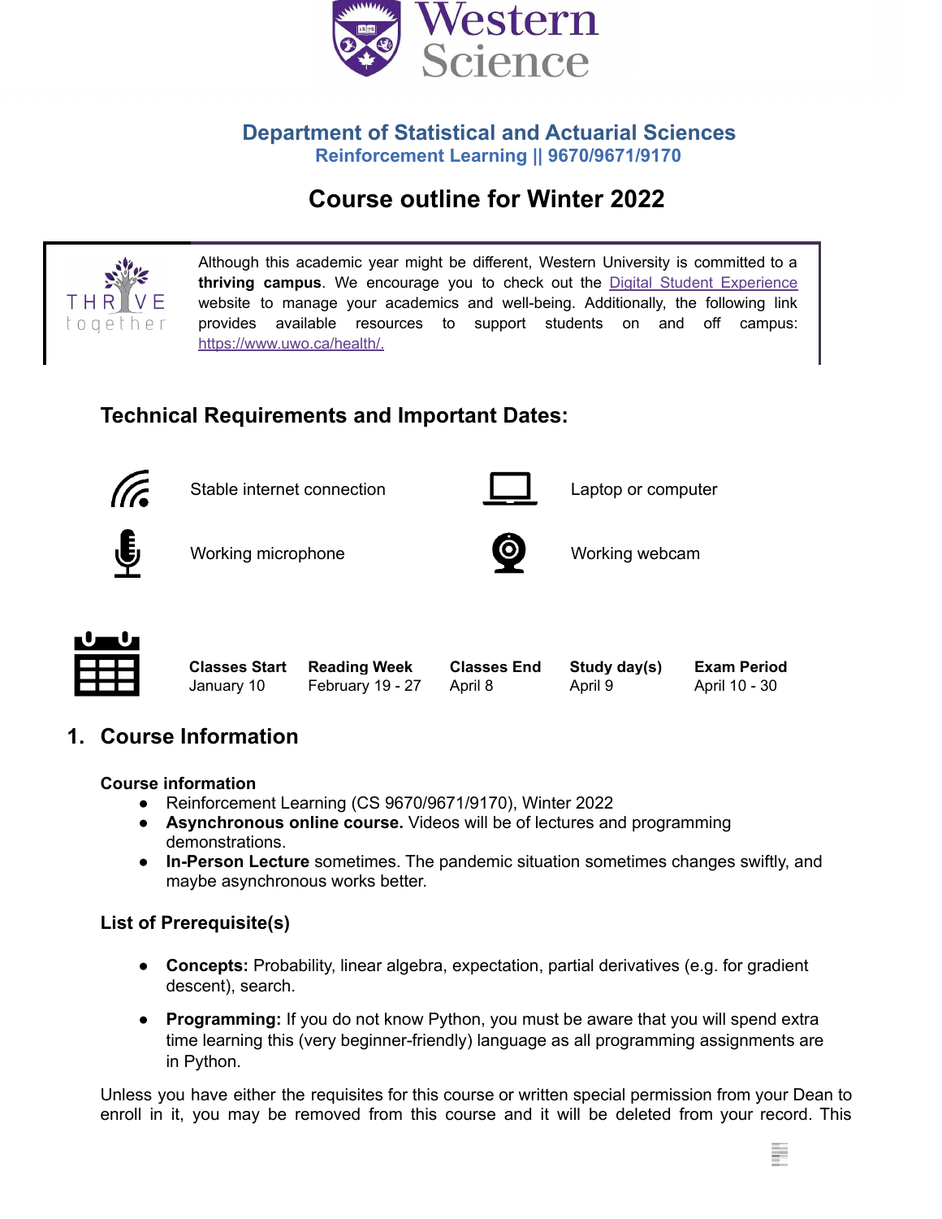## Department of Statistical and Actuarial Sciences

### Reinforcement Learning || 9670/9671/9170

# Course outline for Winter 2022

Although this academic year might be different, Western University is committed to a **thriving campus**. We encourage you to check out the [Digital Student Experience](#) website to manage your academics and well-being. Additionally, the following link provides available resources to support students on and off campus: [https://www.uwo.ca/health/.](https://www.uwo.ca/health/)

## Technical Requirements and Important Dates:

- Stable internet connection
- Laptop or computer
- Working microphone
- Working webcam

| Classes Start | Reading Week | Classes End | Study day(s) | Exam Period |
|---|---|---|---|---|
| January 10 | February 19 - 27 | April 8 | April 9 | April 10 - 30 |

## 1. Course Information

### Course information

- Reinforcement Learning (CS 9670/9671/9170), Winter 2022
- **Asynchronous online course.** Videos will be of lectures and programming demonstrations.
- **In-Person Lecture** sometimes. The pandemic situation sometimes changes swiftly, and maybe asynchronous works better.

### List of Prerequisite(s)

- **Concepts:** Probability, linear algebra, expectation, partial derivatives (e.g. for gradient descent), search.
- **Programming:** If you do not know Python, you must be aware that you will spend extra time learning this (very beginner-friendly) language as all programming assignments are in Python.

Unless you have either the requisites for this course or written special permission from your Dean to enroll in it, you may be removed from this course and it will be deleted from your record. This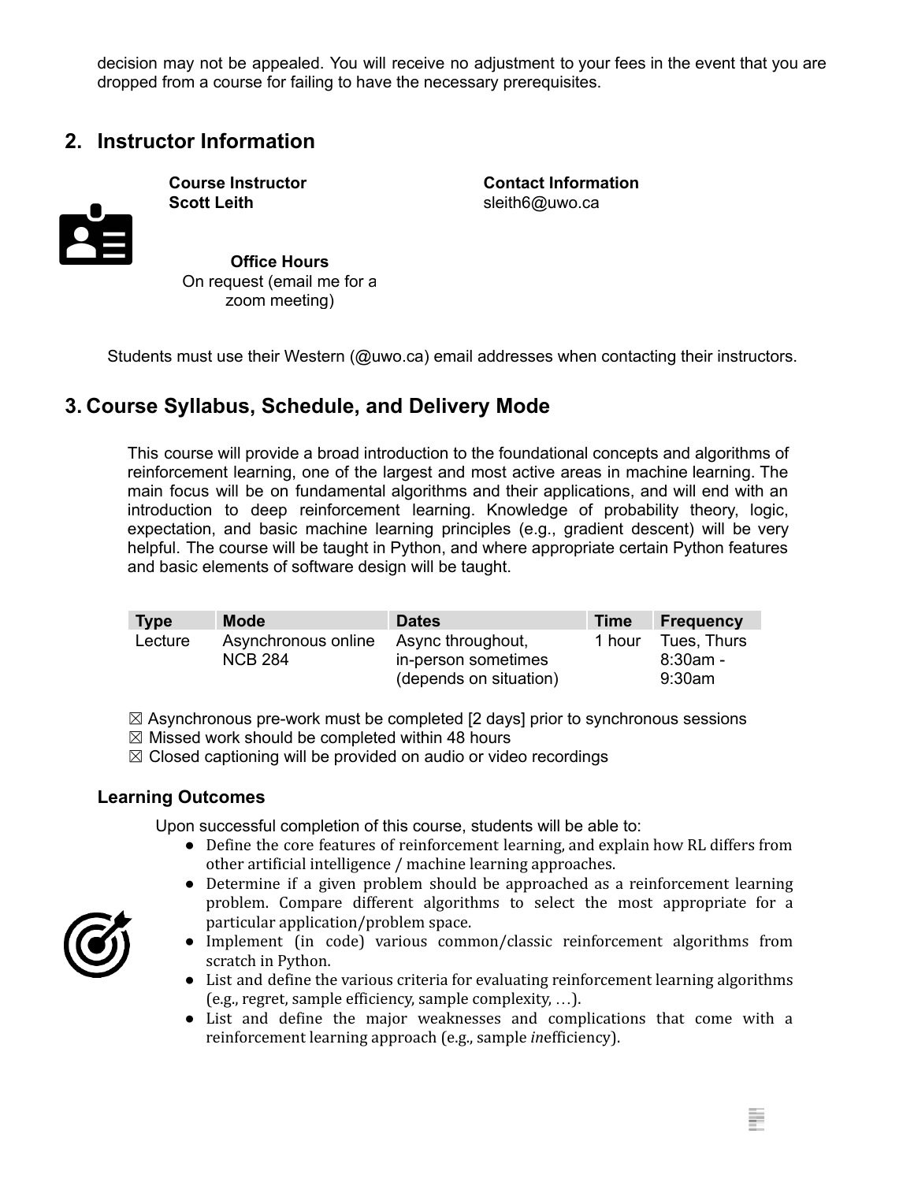decision may not be appealed. You will receive no adjustment to your fees in the event that you are dropped from a course for failing to have the necessary prerequisites.

## 2. Instructor Information

**Course Instructor**
**Scott Leith**

**Contact Information**
sleith6@uwo.ca

**Office Hours**
On request (email me for a zoom meeting)

Students must use their Western (@uwo.ca) email addresses when contacting their instructors.

## 3. Course Syllabus, Schedule, and Delivery Mode

This course will provide a broad introduction to the foundational concepts and algorithms of reinforcement learning, one of the largest and most active areas in machine learning. The main focus will be on fundamental algorithms and their applications, and will end with an introduction to deep reinforcement learning. Knowledge of probability theory, logic, expectation, and basic machine learning principles (e.g., gradient descent) will be very helpful. The course will be taught in Python, and where appropriate certain Python features and basic elements of software design will be taught.

| Type | Mode | Dates | Time | Frequency |
|---|---|---|---|---|
| Lecture | Asynchronous online NCB 284 | Async throughout, in-person sometimes (depends on situation) | 1 hour | Tues, Thurs 8:30am - 9:30am |

☒ Asynchronous pre-work must be completed [2 days] prior to synchronous sessions
☒ Missed work should be completed within 48 hours
☒ Closed captioning will be provided on audio or video recordings

### Learning Outcomes

Upon successful completion of this course, students will be able to:

- Define the core features of reinforcement learning, and explain how RL differs from other artificial intelligence / machine learning approaches.
- Determine if a given problem should be approached as a reinforcement learning problem. Compare different algorithms to select the most appropriate for a particular application/problem space.
- Implement (in code) various common/classic reinforcement algorithms from scratch in Python.
- List and define the various criteria for evaluating reinforcement learning algorithms (e.g., regret, sample efficiency, sample complexity, …).
- List and define the major weaknesses and complications that come with a reinforcement learning approach (e.g., sample *in*efficiency).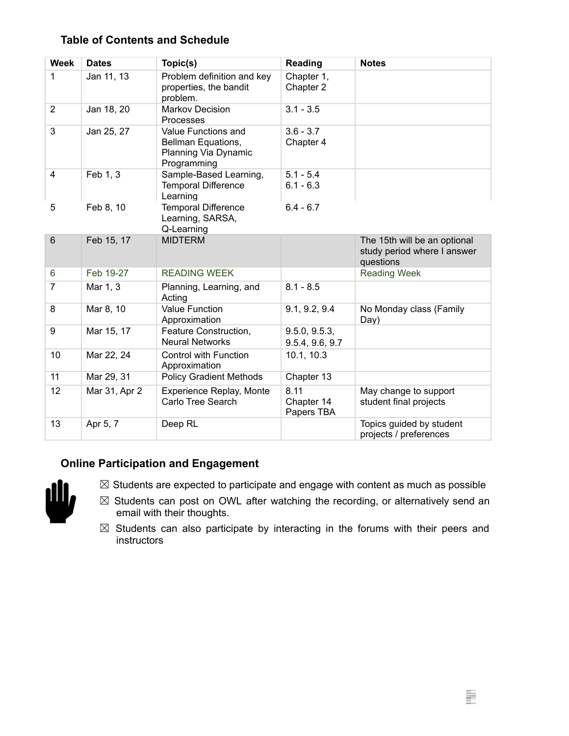### Table of Contents and Schedule

| Week | Dates | Topic(s) | Reading | Notes |
|---|---|---|---|---|
| 1 | Jan 11, 13 | Problem definition and key properties, the bandit problem. | Chapter 1, Chapter 2 | |
| 2 | Jan 18, 20 | Markov Decision Processes | 3.1 - 3.5 | |
| 3 | Jan 25, 27 | Value Functions and Bellman Equations, Planning Via Dynamic Programming | 3.6 - 3.7 Chapter 4 | |
| 4 | Feb 1, 3 | Sample-Based Learning, Temporal Difference Learning | 5.1 - 5.4 6.1 - 6.3 | |
| 5 | Feb 8, 10 | Temporal Difference Learning, SARSA, Q-Learning | 6.4 - 6.7 | |
| 6 | Feb 15, 17 | MIDTERM | | The 15th will be an optional study period where I answer questions |
| 6 | Feb 19-27 | READING WEEK | | Reading Week |
| 7 | Mar 1, 3 | Planning, Learning, and Acting | 8.1 - 8.5 | |
| 8 | Mar 8, 10 | Value Function Approximation | 9.1, 9.2, 9.4 | No Monday class (Family Day) |
| 9 | Mar 15, 17 | Feature Construction, Neural Networks | 9.5.0, 9.5.3, 9.5.4, 9.6, 9.7 | |
| 10 | Mar 22, 24 | Control with Function Approximation | 10.1, 10.3 | |
| 11 | Mar 29, 31 | Policy Gradient Methods | Chapter 13 | |
| 12 | Mar 31, Apr 2 | Experience Replay, Monte Carlo Tree Search | 8.11 Chapter 14 Papers TBA | May change to support student final projects |
| 13 | Apr 5, 7 | Deep RL | | Topics guided by student projects / preferences |

### Online Participation and Engagement

- ☒ Students are expected to participate and engage with content as much as possible
- ☒ Students can post on OWL after watching the recording, or alternatively send an email with their thoughts.
- ☒ Students can also participate by interacting in the forums with their peers and instructors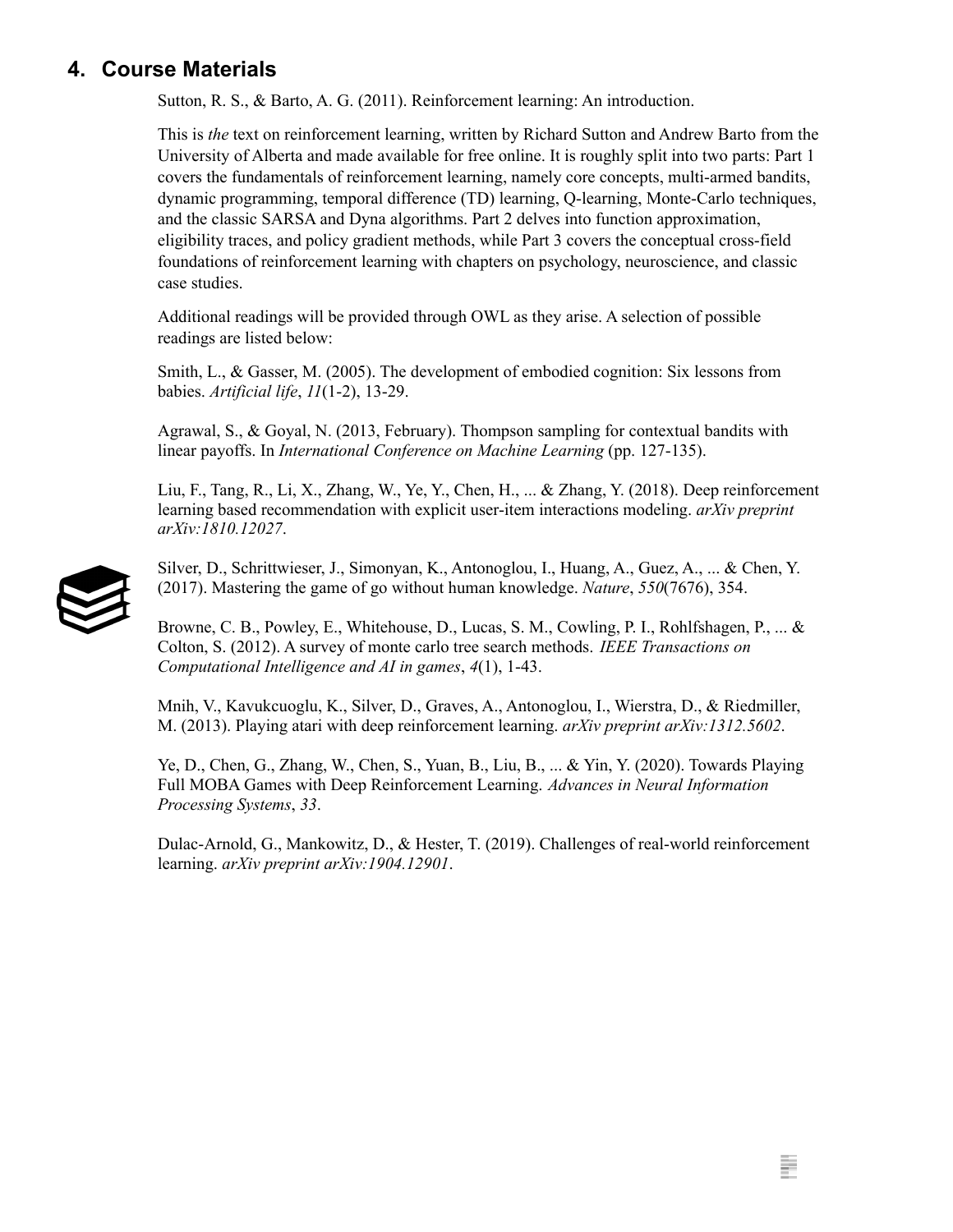## 4. Course Materials

Sutton, R. S., & Barto, A. G. (2011). Reinforcement learning: An introduction.

This is *the* text on reinforcement learning, written by Richard Sutton and Andrew Barto from the University of Alberta and made available for free online. It is roughly split into two parts: Part 1 covers the fundamentals of reinforcement learning, namely core concepts, multi-armed bandits, dynamic programming, temporal difference (TD) learning, Q-learning, Monte-Carlo techniques, and the classic SARSA and Dyna algorithms. Part 2 delves into function approximation, eligibility traces, and policy gradient methods, while Part 3 covers the conceptual cross-field foundations of reinforcement learning with chapters on psychology, neuroscience, and classic case studies.

Additional readings will be provided through OWL as they arise. A selection of possible readings are listed below:

Smith, L., & Gasser, M. (2005). The development of embodied cognition: Six lessons from babies. *Artificial life*, *11*(1-2), 13-29.

Agrawal, S., & Goyal, N. (2013, February). Thompson sampling for contextual bandits with linear payoffs. In *International Conference on Machine Learning* (pp. 127-135).

Liu, F., Tang, R., Li, X., Zhang, W., Ye, Y., Chen, H., ... & Zhang, Y. (2018). Deep reinforcement learning based recommendation with explicit user-item interactions modeling. *arXiv preprint arXiv:1810.12027*.

Silver, D., Schrittwieser, J., Simonyan, K., Antonoglou, I., Huang, A., Guez, A., ... & Chen, Y. (2017). Mastering the game of go without human knowledge. *Nature*, *550*(7676), 354.

Browne, C. B., Powley, E., Whitehouse, D., Lucas, S. M., Cowling, P. I., Rohlfshagen, P., ... & Colton, S. (2012). A survey of monte carlo tree search methods. *IEEE Transactions on Computational Intelligence and AI in games*, *4*(1), 1-43.

Mnih, V., Kavukcuoglu, K., Silver, D., Graves, A., Antonoglou, I., Wierstra, D., & Riedmiller, M. (2013). Playing atari with deep reinforcement learning. *arXiv preprint arXiv:1312.5602*.

Ye, D., Chen, G., Zhang, W., Chen, S., Yuan, B., Liu, B., ... & Yin, Y. (2020). Towards Playing Full MOBA Games with Deep Reinforcement Learning. *Advances in Neural Information Processing Systems*, *33*.

Dulac-Arnold, G., Mankowitz, D., & Hester, T. (2019). Challenges of real-world reinforcement learning. *arXiv preprint arXiv:1904.12901*.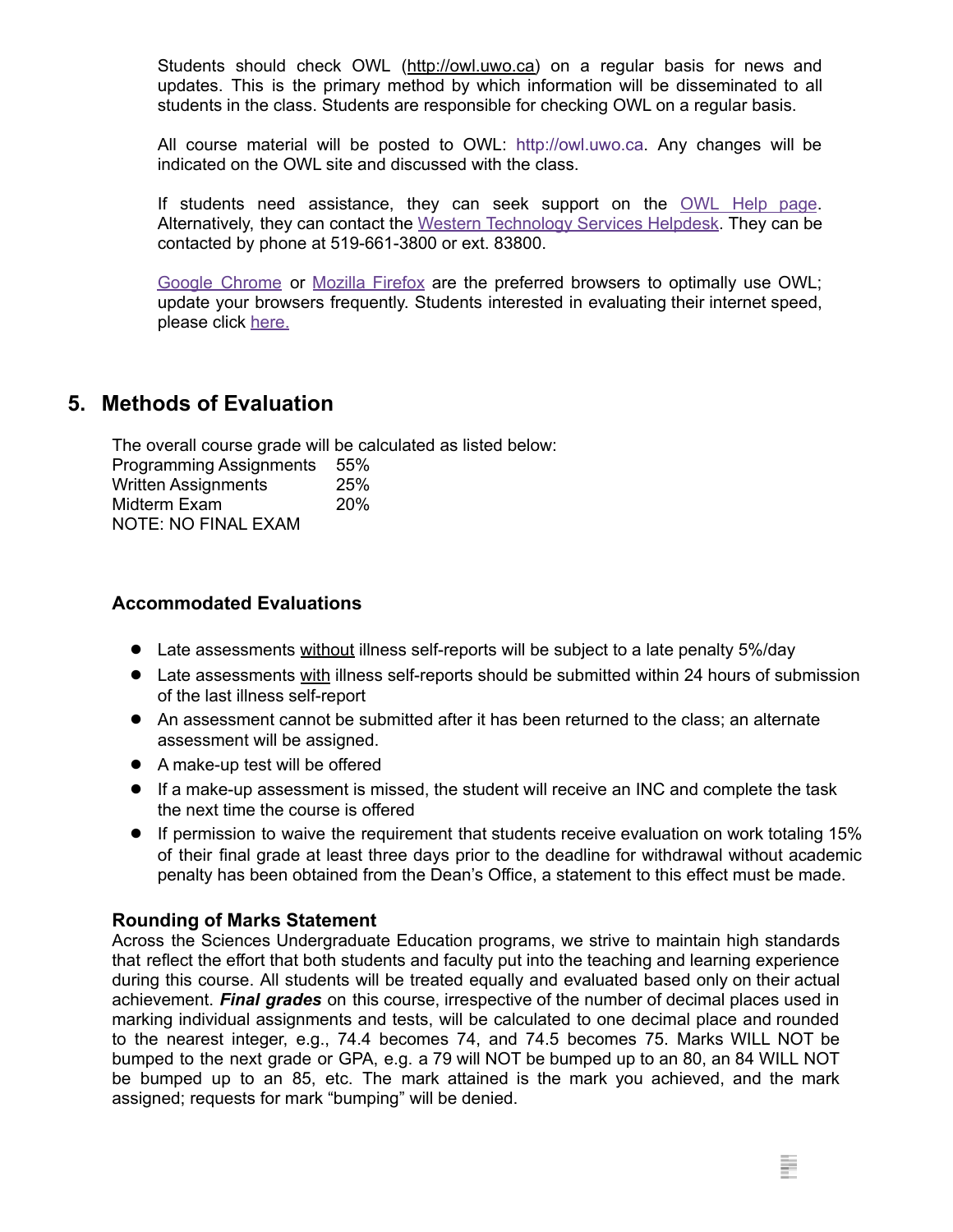Students should check OWL (http://owl.uwo.ca) on a regular basis for news and updates. This is the primary method by which information will be disseminated to all students in the class. Students are responsible for checking OWL on a regular basis.

All course material will be posted to OWL: http://owl.uwo.ca. Any changes will be indicated on the OWL site and discussed with the class.

If students need assistance, they can seek support on the OWL Help page. Alternatively, they can contact the Western Technology Services Helpdesk. They can be contacted by phone at 519-661-3800 or ext. 83800.

Google Chrome or Mozilla Firefox are the preferred browsers to optimally use OWL; update your browsers frequently. Students interested in evaluating their internet speed, please click here.

## 5. Methods of Evaluation

The overall course grade will be calculated as listed below:

| | |
|---|---|
| Programming Assignments | 55% |
| Written Assignments | 25% |
| Midterm Exam | 20% |

NOTE: NO FINAL EXAM

### Accommodated Evaluations

- Late assessments without illness self-reports will be subject to a late penalty 5%/day
- Late assessments with illness self-reports should be submitted within 24 hours of submission of the last illness self-report
- An assessment cannot be submitted after it has been returned to the class; an alternate assessment will be assigned.
- A make-up test will be offered
- If a make-up assessment is missed, the student will receive an INC and complete the task the next time the course is offered
- If permission to waive the requirement that students receive evaluation on work totaling 15% of their final grade at least three days prior to the deadline for withdrawal without academic penalty has been obtained from the Dean's Office, a statement to this effect must be made.

### Rounding of Marks Statement

Across the Sciences Undergraduate Education programs, we strive to maintain high standards that reflect the effort that both students and faculty put into the teaching and learning experience during this course. All students will be treated equally and evaluated based only on their actual achievement. ***Final grades*** on this course, irrespective of the number of decimal places used in marking individual assignments and tests, will be calculated to one decimal place and rounded to the nearest integer, e.g., 74.4 becomes 74, and 74.5 becomes 75. Marks WILL NOT be bumped to the next grade or GPA, e.g. a 79 will NOT be bumped up to an 80, an 84 WILL NOT be bumped up to an 85, etc. The mark attained is the mark you achieved, and the mark assigned; requests for mark "bumping" will be denied.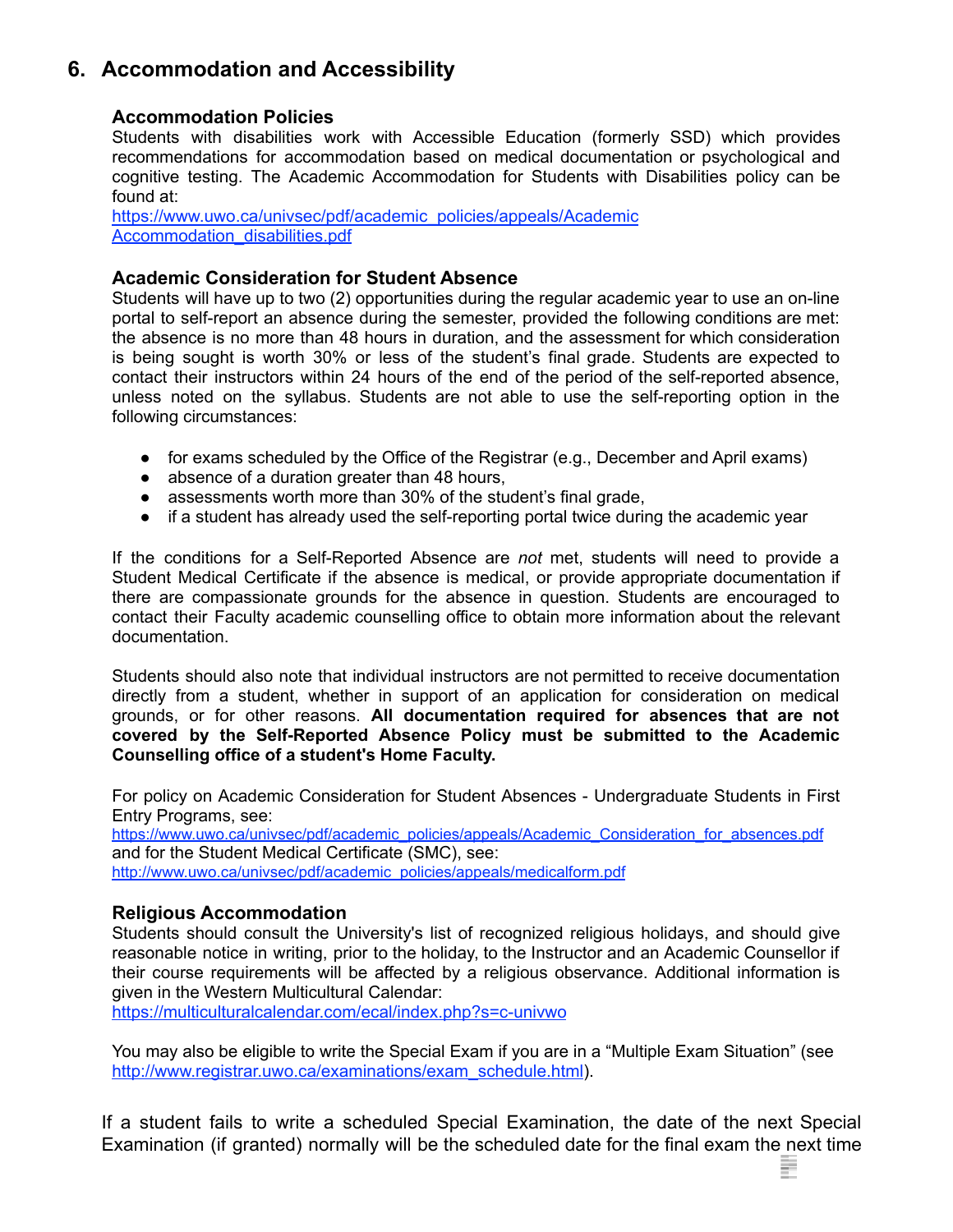## 6. Accommodation and Accessibility

### Accommodation Policies

Students with disabilities work with Accessible Education (formerly SSD) which provides recommendations for accommodation based on medical documentation or psychological and cognitive testing. The Academic Accommodation for Students with Disabilities policy can be found at:
https://www.uwo.ca/univsec/pdf/academic_policies/appeals/Academic Accommodation_disabilities.pdf

### Academic Consideration for Student Absence

Students will have up to two (2) opportunities during the regular academic year to use an on-line portal to self-report an absence during the semester, provided the following conditions are met: the absence is no more than 48 hours in duration, and the assessment for which consideration is being sought is worth 30% or less of the student's final grade. Students are expected to contact their instructors within 24 hours of the end of the period of the self-reported absence, unless noted on the syllabus. Students are not able to use the self-reporting option in the following circumstances:

- for exams scheduled by the Office of the Registrar (e.g., December and April exams)
- absence of a duration greater than 48 hours,
- assessments worth more than 30% of the student's final grade,
- if a student has already used the self-reporting portal twice during the academic year

If the conditions for a Self-Reported Absence are *not* met, students will need to provide a Student Medical Certificate if the absence is medical, or provide appropriate documentation if there are compassionate grounds for the absence in question. Students are encouraged to contact their Faculty academic counselling office to obtain more information about the relevant documentation.

Students should also note that individual instructors are not permitted to receive documentation directly from a student, whether in support of an application for consideration on medical grounds, or for other reasons. **All documentation required for absences that are not covered by the Self-Reported Absence Policy must be submitted to the Academic Counselling office of a student's Home Faculty.**

For policy on Academic Consideration for Student Absences - Undergraduate Students in First Entry Programs, see:
https://www.uwo.ca/univsec/pdf/academic_policies/appeals/Academic_Consideration_for_absences.pdf
and for the Student Medical Certificate (SMC), see:
http://www.uwo.ca/univsec/pdf/academic_policies/appeals/medicalform.pdf

### Religious Accommodation

Students should consult the University's list of recognized religious holidays, and should give reasonable notice in writing, prior to the holiday, to the Instructor and an Academic Counsellor if their course requirements will be affected by a religious observance. Additional information is given in the Western Multicultural Calendar:
https://multiculturalcalendar.com/ecal/index.php?s=c-univwo

You may also be eligible to write the Special Exam if you are in a "Multiple Exam Situation" (see http://www.registrar.uwo.ca/examinations/exam_schedule.html).

If a student fails to write a scheduled Special Examination, the date of the next Special Examination (if granted) normally will be the scheduled date for the final exam the next time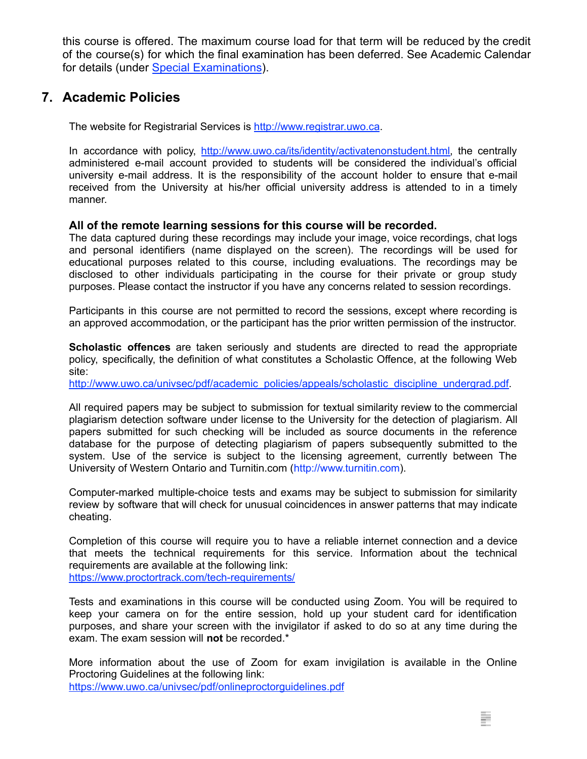this course is offered. The maximum course load for that term will be reduced by the credit of the course(s) for which the final examination has been deferred. See Academic Calendar for details (under [Special Examinations](#)).

## 7. Academic Policies

The website for Registrarial Services is [http://www.registrar.uwo.ca](http://www.registrar.uwo.ca).

In accordance with policy, [http://www.uwo.ca/its/identity/activatenonstudent.html](http://www.uwo.ca/its/identity/activatenonstudent.html), the centrally administered e-mail account provided to students will be considered the individual's official university e-mail address. It is the responsibility of the account holder to ensure that e-mail received from the University at his/her official university address is attended to in a timely manner.

**All of the remote learning sessions for this course will be recorded.**
The data captured during these recordings may include your image, voice recordings, chat logs and personal identifiers (name displayed on the screen). The recordings will be used for educational purposes related to this course, including evaluations. The recordings may be disclosed to other individuals participating in the course for their private or group study purposes. Please contact the instructor if you have any concerns related to session recordings.

Participants in this course are not permitted to record the sessions, except where recording is an approved accommodation, or the participant has the prior written permission of the instructor.

**Scholastic offences** are taken seriously and students are directed to read the appropriate policy, specifically, the definition of what constitutes a Scholastic Offence, at the following Web site:
[http://www.uwo.ca/univsec/pdf/academic_policies/appeals/scholastic_discipline_undergrad.pdf](http://www.uwo.ca/univsec/pdf/academic_policies/appeals/scholastic_discipline_undergrad.pdf).

All required papers may be subject to submission for textual similarity review to the commercial plagiarism detection software under license to the University for the detection of plagiarism. All papers submitted for such checking will be included as source documents in the reference database for the purpose of detecting plagiarism of papers subsequently submitted to the system. Use of the service is subject to the licensing agreement, currently between The University of Western Ontario and Turnitin.com (http://www.turnitin.com).

Computer-marked multiple-choice tests and exams may be subject to submission for similarity review by software that will check for unusual coincidences in answer patterns that may indicate cheating.

Completion of this course will require you to have a reliable internet connection and a device that meets the technical requirements for this service. Information about the technical requirements are available at the following link:
[https://www.proctortrack.com/tech-requirements/](https://www.proctortrack.com/tech-requirements/)

Tests and examinations in this course will be conducted using Zoom. You will be required to keep your camera on for the entire session, hold up your student card for identification purposes, and share your screen with the invigilator if asked to do so at any time during the exam. The exam session will **not** be recorded.*

More information about the use of Zoom for exam invigilation is available in the Online Proctoring Guidelines at the following link:
[https://www.uwo.ca/univsec/pdf/onlineproctorguidelines.pdf](https://www.uwo.ca/univsec/pdf/onlineproctorguidelines.pdf)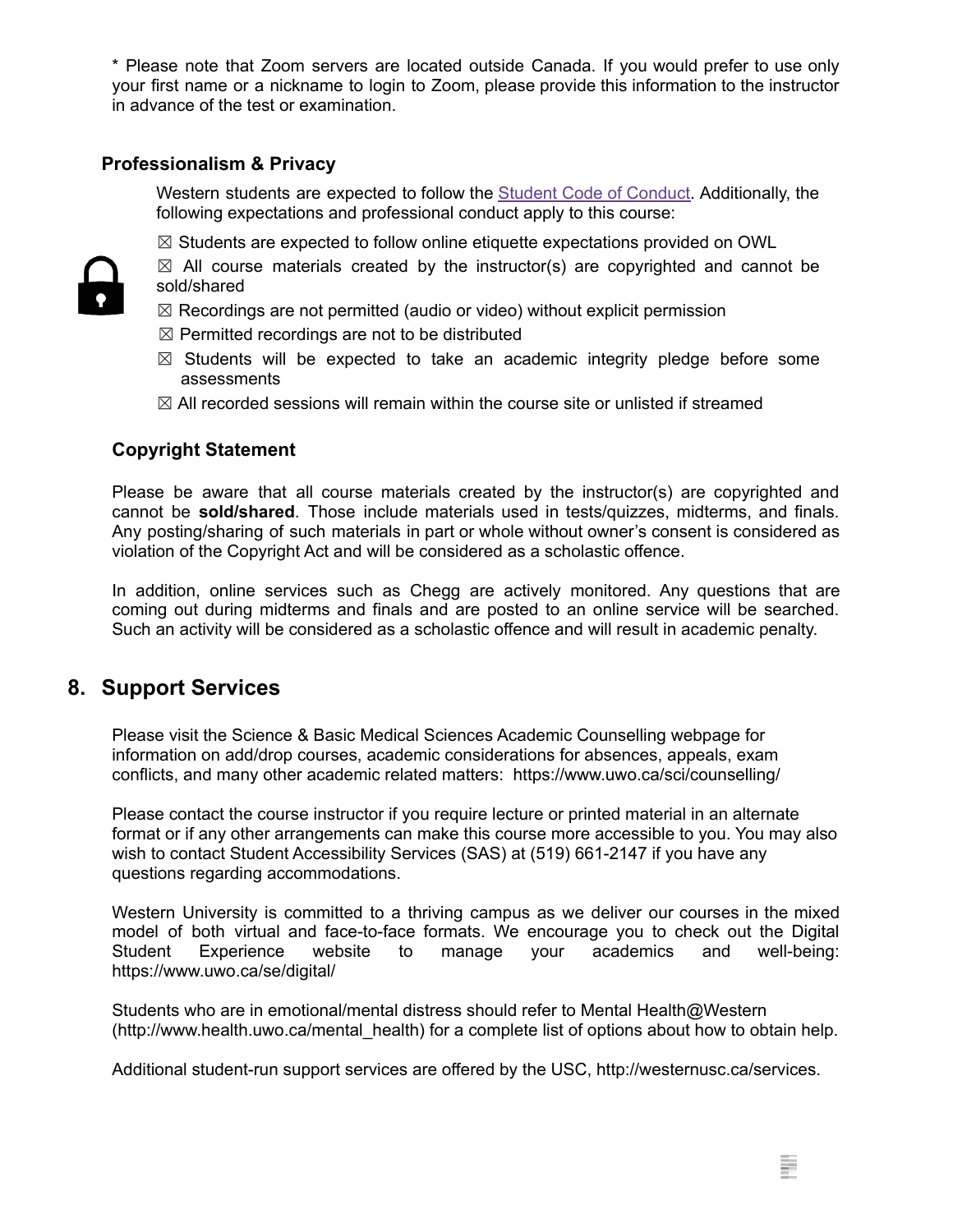* Please note that Zoom servers are located outside Canada. If you would prefer to use only your first name or a nickname to login to Zoom, please provide this information to the instructor in advance of the test or examination.

### Professionalism & Privacy

Western students are expected to follow the Student Code of Conduct. Additionally, the following expectations and professional conduct apply to this course:

- ☒ Students are expected to follow online etiquette expectations provided on OWL
- ☒ All course materials created by the instructor(s) are copyrighted and cannot be sold/shared
- ☒ Recordings are not permitted (audio or video) without explicit permission
- ☒ Permitted recordings are not to be distributed
- ☒ Students will be expected to take an academic integrity pledge before some assessments
- ☒ All recorded sessions will remain within the course site or unlisted if streamed

### Copyright Statement

Please be aware that all course materials created by the instructor(s) are copyrighted and cannot be **sold/shared**. Those include materials used in tests/quizzes, midterms, and finals. Any posting/sharing of such materials in part or whole without owner's consent is considered as violation of the Copyright Act and will be considered as a scholastic offence.

In addition, online services such as Chegg are actively monitored. Any questions that are coming out during midterms and finals and are posted to an online service will be searched. Such an activity will be considered as a scholastic offence and will result in academic penalty.

## 8. Support Services

Please visit the Science & Basic Medical Sciences Academic Counselling webpage for information on add/drop courses, academic considerations for absences, appeals, exam conflicts, and many other academic related matters: https://www.uwo.ca/sci/counselling/

Please contact the course instructor if you require lecture or printed material in an alternate format or if any other arrangements can make this course more accessible to you. You may also wish to contact Student Accessibility Services (SAS) at (519) 661-2147 if you have any questions regarding accommodations.

Western University is committed to a thriving campus as we deliver our courses in the mixed model of both virtual and face-to-face formats. We encourage you to check out the Digital Student Experience website to manage your academics and well-being: https://www.uwo.ca/se/digital/

Students who are in emotional/mental distress should refer to Mental Health@Western (http://www.health.uwo.ca/mental_health) for a complete list of options about how to obtain help.

Additional student-run support services are offered by the USC, http://westernusc.ca/services.